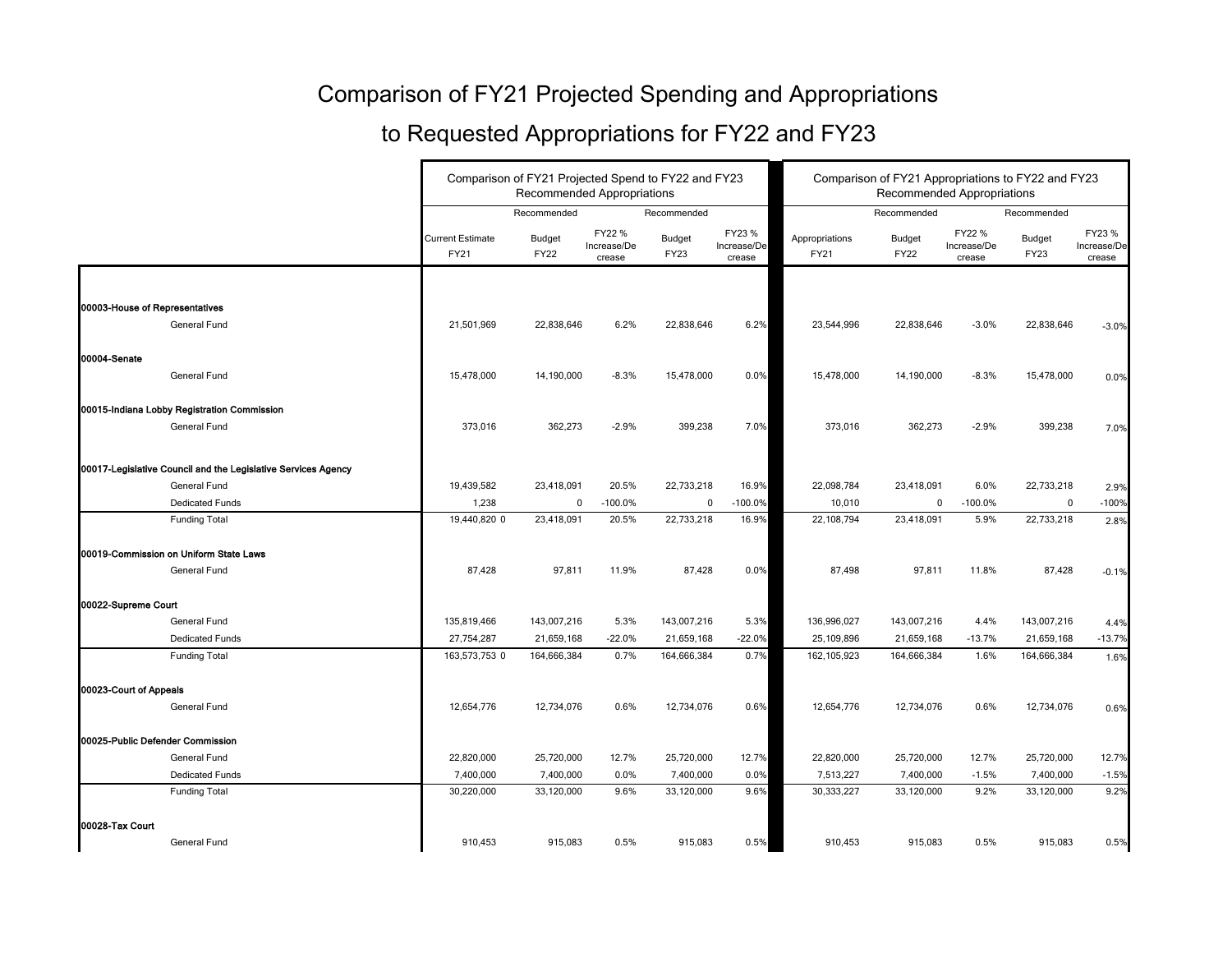# Comparison of FY21 Projected Spending and Appropriations

# to Requested Appropriations for FY22 and FY23

| | Comparison of FY21 Projected Spend to FY22 and FY23 Recommended Appropriations | | | | | Comparison of FY21 Appropriations to FY22 and FY23 Recommended Appropriations | | | | |
|---|---|---|---|---|---|---|---|---|---|---|
| | | Recommended | | Recommended | | | Recommended | | Recommended | |
| | Current Estimate FY21 | Budget FY22 | FY22 % Increase/Decrease | Budget FY23 | FY23 % Increase/Decrease | Appropriations FY21 | Budget FY22 | FY22 % Increase/Decrease | Budget FY23 | FY23 % Increase/Decrease |
| **00003-House of Representatives** | | | | | | | | | | |
| General Fund | 21,501,969 | 22,838,646 | 6.2% | 22,838,646 | 6.2% | 23,544,996 | 22,838,646 | -3.0% | 22,838,646 | -3.0% |
| **00004-Senate** | | | | | | | | | | |
| General Fund | 15,478,000 | 14,190,000 | -8.3% | 15,478,000 | 0.0% | 15,478,000 | 14,190,000 | -8.3% | 15,478,000 | 0.0% |
| **00015-Indiana Lobby Registration Commission** | | | | | | | | | | |
| General Fund | 373,016 | 362,273 | -2.9% | 399,238 | 7.0% | 373,016 | 362,273 | -2.9% | 399,238 | 7.0% |
| **00017-Legislative Council and the Legislative Services Agency** | | | | | | | | | | |
| General Fund | 19,439,582 | 23,418,091 | 20.5% | 22,733,218 | 16.9% | 22,098,784 | 23,418,091 | 6.0% | 22,733,218 | 2.9% |
| Dedicated Funds | 1,238 | 0 | -100.0% | 0 | -100.0% | 10,010 | 0 | -100.0% | 0 | -100% |
| Funding Total | 19,440,820 0 | 23,418,091 | 20.5% | 22,733,218 | 16.9% | 22,108,794 | 23,418,091 | 5.9% | 22,733,218 | 2.8% |
| **00019-Commission on Uniform State Laws** | | | | | | | | | | |
| General Fund | 87,428 | 97,811 | 11.9% | 87,428 | 0.0% | 87,498 | 97,811 | 11.8% | 87,428 | -0.1% |
| **00022-Supreme Court** | | | | | | | | | | |
| General Fund | 135,819,466 | 143,007,216 | 5.3% | 143,007,216 | 5.3% | 136,996,027 | 143,007,216 | 4.4% | 143,007,216 | 4.4% |
| Dedicated Funds | 27,754,287 | 21,659,168 | -22.0% | 21,659,168 | -22.0% | 25,109,896 | 21,659,168 | -13.7% | 21,659,168 | -13.7% |
| Funding Total | 163,573,753 0 | 164,666,384 | 0.7% | 164,666,384 | 0.7% | 162,105,923 | 164,666,384 | 1.6% | 164,666,384 | 1.6% |
| **00023-Court of Appeals** | | | | | | | | | | |
| General Fund | 12,654,776 | 12,734,076 | 0.6% | 12,734,076 | 0.6% | 12,654,776 | 12,734,076 | 0.6% | 12,734,076 | 0.6% |
| **00025-Public Defender Commission** | | | | | | | | | | |
| General Fund | 22,820,000 | 25,720,000 | 12.7% | 25,720,000 | 12.7% | 22,820,000 | 25,720,000 | 12.7% | 25,720,000 | 12.7% |
| Dedicated Funds | 7,400,000 | 7,400,000 | 0.0% | 7,400,000 | 0.0% | 7,513,227 | 7,400,000 | -1.5% | 7,400,000 | -1.5% |
| Funding Total | 30,220,000 | 33,120,000 | 9.6% | 33,120,000 | 9.6% | 30,333,227 | 33,120,000 | 9.2% | 33,120,000 | 9.2% |
| **00028-Tax Court** | | | | | | | | | | |
| General Fund | 910,453 | 915,083 | 0.5% | 915,083 | 0.5% | 910,453 | 915,083 | 0.5% | 915,083 | 0.5% |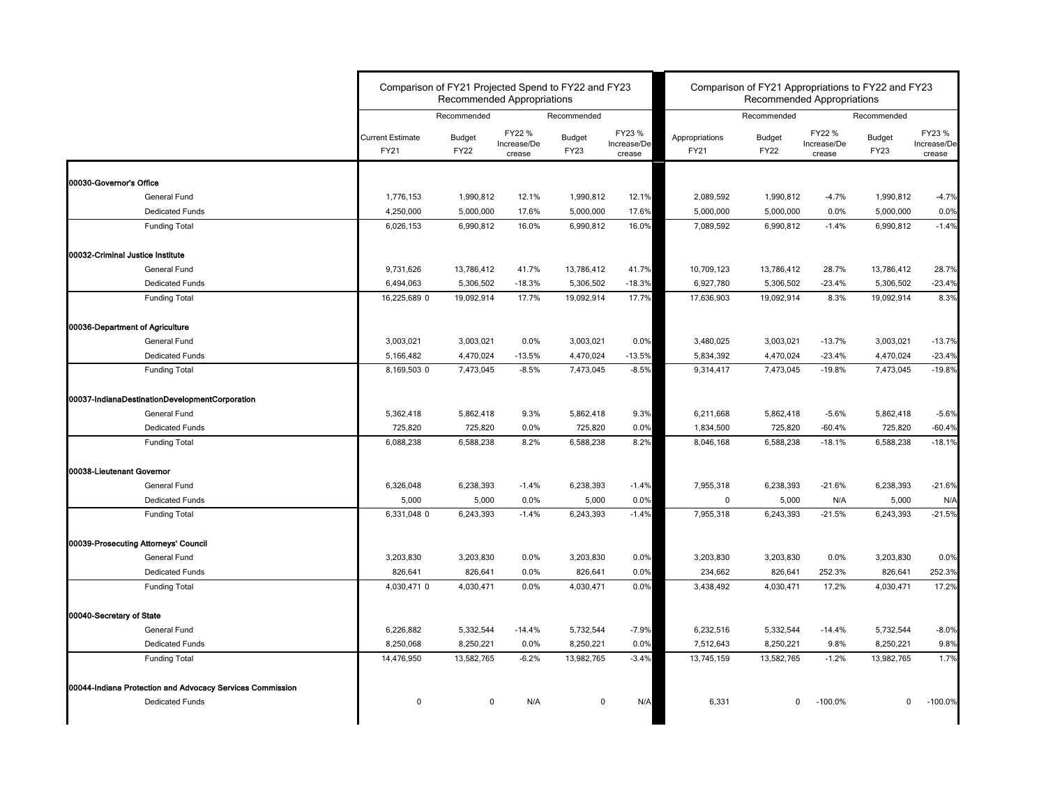| | Comparison of FY21 Projected Spend to FY22 and FY23 Recommended Appropriations | | | | | Comparison of FY21 Appropriations to FY22 and FY23 Recommended Appropriations | | | | |
|---|---|---|---|---|---|---|---|---|---|---|
| | | Recommended | | Recommended | | | Recommended | | Recommended | |
| | Current Estimate FY21 | Budget FY22 | FY22 % Increase/Decrease | Budget FY23 | FY23 % Increase/Decrease | Appropriations FY21 | Budget FY22 | FY22 % Increase/Decrease | Budget FY23 | FY23 % Increase/Decrease |
| **00030-Governor's Office** | | | | | | | | | | |
| General Fund | 1,776,153 | 1,990,812 | 12.1% | 1,990,812 | 12.1% | 2,089,592 | 1,990,812 | -4.7% | 1,990,812 | -4.7% |
| Dedicated Funds | 4,250,000 | 5,000,000 | 17.6% | 5,000,000 | 17.6% | 5,000,000 | 5,000,000 | 0.0% | 5,000,000 | 0.0% |
| Funding Total | 6,026,153 | 6,990,812 | 16.0% | 6,990,812 | 16.0% | 7,089,592 | 6,990,812 | -1.4% | 6,990,812 | -1.4% |
| **00032-Criminal Justice Institute** | | | | | | | | | | |
| General Fund | 9,731,626 | 13,786,412 | 41.7% | 13,786,412 | 41.7% | 10,709,123 | 13,786,412 | 28.7% | 13,786,412 | 28.7% |
| Dedicated Funds | 6,494,063 | 5,306,502 | -18.3% | 5,306,502 | -18.3% | 6,927,780 | 5,306,502 | -23.4% | 5,306,502 | -23.4% |
| Funding Total | 16,225,689 0 | 19,092,914 | 17.7% | 19,092,914 | 17.7% | 17,636,903 | 19,092,914 | 8.3% | 19,092,914 | 8.3% |
| **00036-Department of Agriculture** | | | | | | | | | | |
| General Fund | 3,003,021 | 3,003,021 | 0.0% | 3,003,021 | 0.0% | 3,480,025 | 3,003,021 | -13.7% | 3,003,021 | -13.7% |
| Dedicated Funds | 5,166,482 | 4,470,024 | -13.5% | 4,470,024 | -13.5% | 5,834,392 | 4,470,024 | -23.4% | 4,470,024 | -23.4% |
| Funding Total | 8,169,503 0 | 7,473,045 | -8.5% | 7,473,045 | -8.5% | 9,314,417 | 7,473,045 | -19.8% | 7,473,045 | -19.8% |
| **00037-IndianaDestinationDevelopmentCorporation** | | | | | | | | | | |
| General Fund | 5,362,418 | 5,862,418 | 9.3% | 5,862,418 | 9.3% | 6,211,668 | 5,862,418 | -5.6% | 5,862,418 | -5.6% |
| Dedicated Funds | 725,820 | 725,820 | 0.0% | 725,820 | 0.0% | 1,834,500 | 725,820 | -60.4% | 725,820 | -60.4% |
| Funding Total | 6,088,238 | 6,588,238 | 8.2% | 6,588,238 | 8.2% | 8,046,168 | 6,588,238 | -18.1% | 6,588,238 | -18.1% |
| **00038-Lieutenant Governor** | | | | | | | | | | |
| General Fund | 6,326,048 | 6,238,393 | -1.4% | 6,238,393 | -1.4% | 7,955,318 | 6,238,393 | -21.6% | 6,238,393 | -21.6% |
| Dedicated Funds | 5,000 | 5,000 | 0.0% | 5,000 | 0.0% | 0 | 5,000 | N/A | 5,000 | N/A |
| Funding Total | 6,331,048 0 | 6,243,393 | -1.4% | 6,243,393 | -1.4% | 7,955,318 | 6,243,393 | -21.5% | 6,243,393 | -21.5% |
| **00039-Prosecuting Attorneys' Council** | | | | | | | | | | |
| General Fund | 3,203,830 | 3,203,830 | 0.0% | 3,203,830 | 0.0% | 3,203,830 | 3,203,830 | 0.0% | 3,203,830 | 0.0% |
| Dedicated Funds | 826,641 | 826,641 | 0.0% | 826,641 | 0.0% | 234,662 | 826,641 | 252.3% | 826,641 | 252.3% |
| Funding Total | 4,030,471 0 | 4,030,471 | 0.0% | 4,030,471 | 0.0% | 3,438,492 | 4,030,471 | 17.2% | 4,030,471 | 17.2% |
| **00040-Secretary of State** | | | | | | | | | | |
| General Fund | 6,226,882 | 5,332,544 | -14.4% | 5,732,544 | -7.9% | 6,232,516 | 5,332,544 | -14.4% | 5,732,544 | -8.0% |
| Dedicated Funds | 8,250,068 | 8,250,221 | 0.0% | 8,250,221 | 0.0% | 7,512,643 | 8,250,221 | 9.8% | 8,250,221 | 9.8% |
| Funding Total | 14,476,950 | 13,582,765 | -6.2% | 13,982,765 | -3.4% | 13,745,159 | 13,582,765 | -1.2% | 13,982,765 | 1.7% |
| **00044-Indiana Protection and Advocacy Services Commission** | | | | | | | | | | |
| Dedicated Funds | 0 | 0 | N/A | 0 | N/A | 6,331 | 0 | -100.0% | 0 | -100.0% |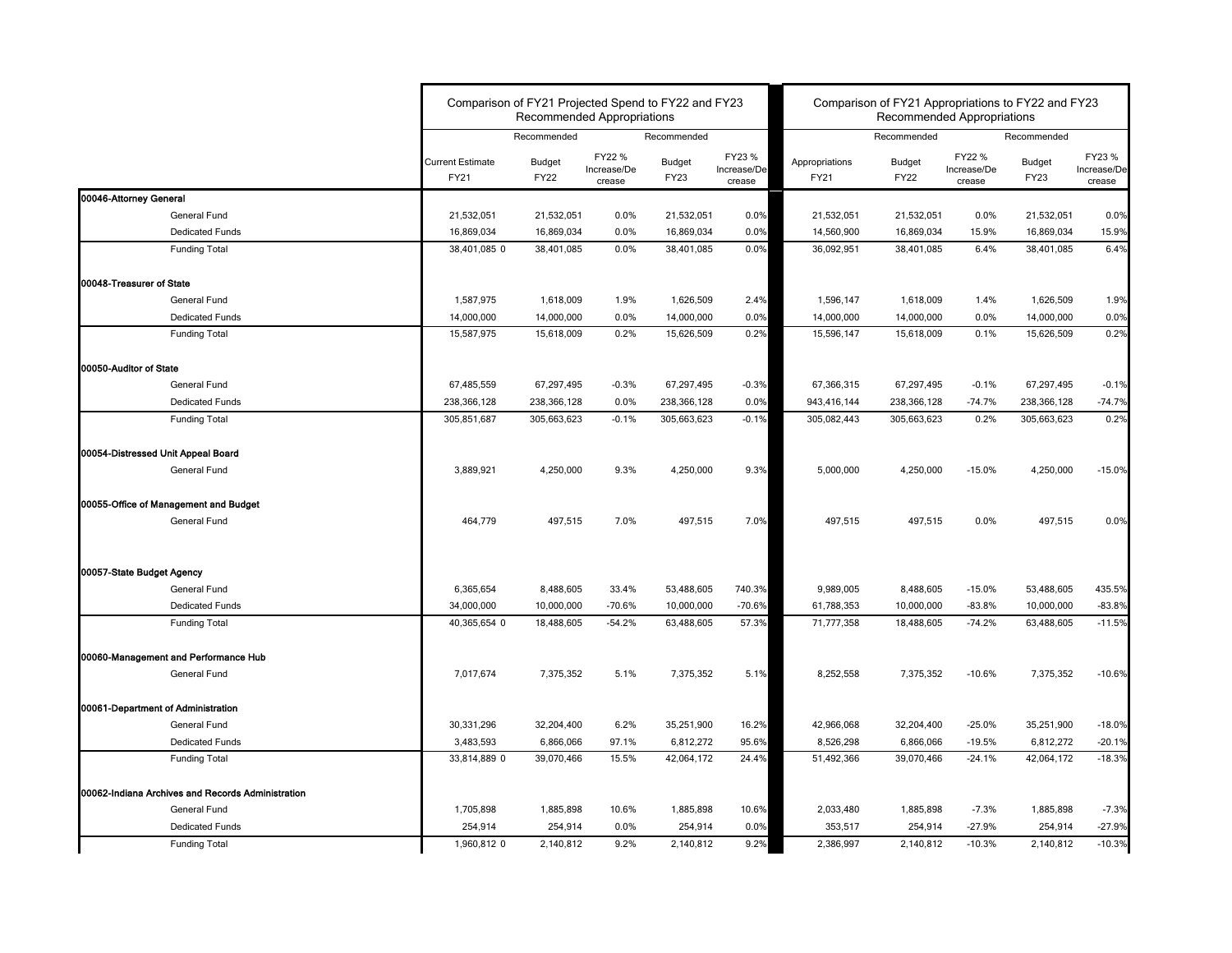| | Comparison of FY21 Projected Spend to FY22 and FY23 Recommended Appropriations | | | | | Comparison of FY21 Appropriations to FY22 and FY23 Recommended Appropriations | | | | |
|---|---|---|---|---|---|---|---|---|---|---|
| | | Recommended | | Recommended | | | Recommended | | Recommended | |
| | Current Estimate FY21 | Budget FY22 | FY22 % Increase/Decrease | Budget FY23 | FY23 % Increase/Decrease | Appropriations FY21 | Budget FY22 | FY22 % Increase/Decrease | Budget FY23 | FY23 % Increase/Decrease |
| **00046-Attorney General** | | | | | | | | | | |
| General Fund | 21,532,051 | 21,532,051 | 0.0% | 21,532,051 | 0.0% | 21,532,051 | 21,532,051 | 0.0% | 21,532,051 | 0.0% |
| Dedicated Funds | 16,869,034 | 16,869,034 | 0.0% | 16,869,034 | 0.0% | 14,560,900 | 16,869,034 | 15.9% | 16,869,034 | 15.9% |
| Funding Total | 38,401,085 0 | 38,401,085 | 0.0% | 38,401,085 | 0.0% | 36,092,951 | 38,401,085 | 6.4% | 38,401,085 | 6.4% |
| **00048-Treasurer of State** | | | | | | | | | | |
| General Fund | 1,587,975 | 1,618,009 | 1.9% | 1,626,509 | 2.4% | 1,596,147 | 1,618,009 | 1.4% | 1,626,509 | 1.9% |
| Dedicated Funds | 14,000,000 | 14,000,000 | 0.0% | 14,000,000 | 0.0% | 14,000,000 | 14,000,000 | 0.0% | 14,000,000 | 0.0% |
| Funding Total | 15,587,975 | 15,618,009 | 0.2% | 15,626,509 | 0.2% | 15,596,147 | 15,618,009 | 0.1% | 15,626,509 | 0.2% |
| **00050-Auditor of State** | | | | | | | | | | |
| General Fund | 67,485,559 | 67,297,495 | -0.3% | 67,297,495 | -0.3% | 67,366,315 | 67,297,495 | -0.1% | 67,297,495 | -0.1% |
| Dedicated Funds | 238,366,128 | 238,366,128 | 0.0% | 238,366,128 | 0.0% | 943,416,144 | 238,366,128 | -74.7% | 238,366,128 | -74.7% |
| Funding Total | 305,851,687 | 305,663,623 | -0.1% | 305,663,623 | -0.1% | 305,082,443 | 305,663,623 | 0.2% | 305,663,623 | 0.2% |
| **00054-Distressed Unit Appeal Board** | | | | | | | | | | |
| General Fund | 3,889,921 | 4,250,000 | 9.3% | 4,250,000 | 9.3% | 5,000,000 | 4,250,000 | -15.0% | 4,250,000 | -15.0% |
| **00055-Office of Management and Budget** | | | | | | | | | | |
| General Fund | 464,779 | 497,515 | 7.0% | 497,515 | 7.0% | 497,515 | 497,515 | 0.0% | 497,515 | 0.0% |
| **00057-State Budget Agency** | | | | | | | | | | |
| General Fund | 6,365,654 | 8,488,605 | 33.4% | 53,488,605 | 740.3% | 9,989,005 | 8,488,605 | -15.0% | 53,488,605 | 435.5% |
| Dedicated Funds | 34,000,000 | 10,000,000 | -70.6% | 10,000,000 | -70.6% | 61,788,353 | 10,000,000 | -83.8% | 10,000,000 | -83.8% |
| Funding Total | 40,365,654 0 | 18,488,605 | -54.2% | 63,488,605 | 57.3% | 71,777,358 | 18,488,605 | -74.2% | 63,488,605 | -11.5% |
| **00060-Management and Performance Hub** | | | | | | | | | | |
| General Fund | 7,017,674 | 7,375,352 | 5.1% | 7,375,352 | 5.1% | 8,252,558 | 7,375,352 | -10.6% | 7,375,352 | -10.6% |
| **00061-Department of Administration** | | | | | | | | | | |
| General Fund | 30,331,296 | 32,204,400 | 6.2% | 35,251,900 | 16.2% | 42,966,068 | 32,204,400 | -25.0% | 35,251,900 | -18.0% |
| Dedicated Funds | 3,483,593 | 6,866,066 | 97.1% | 6,812,272 | 95.6% | 8,526,298 | 6,866,066 | -19.5% | 6,812,272 | -20.1% |
| Funding Total | 33,814,889 0 | 39,070,466 | 15.5% | 42,064,172 | 24.4% | 51,492,366 | 39,070,466 | -24.1% | 42,064,172 | -18.3% |
| **00062-Indiana Archives and Records Administration** | | | | | | | | | | |
| General Fund | 1,705,898 | 1,885,898 | 10.6% | 1,885,898 | 10.6% | 2,033,480 | 1,885,898 | -7.3% | 1,885,898 | -7.3% |
| Dedicated Funds | 254,914 | 254,914 | 0.0% | 254,914 | 0.0% | 353,517 | 254,914 | -27.9% | 254,914 | -27.9% |
| Funding Total | 1,960,812 0 | 2,140,812 | 9.2% | 2,140,812 | 9.2% | 2,386,997 | 2,140,812 | -10.3% | 2,140,812 | -10.3% |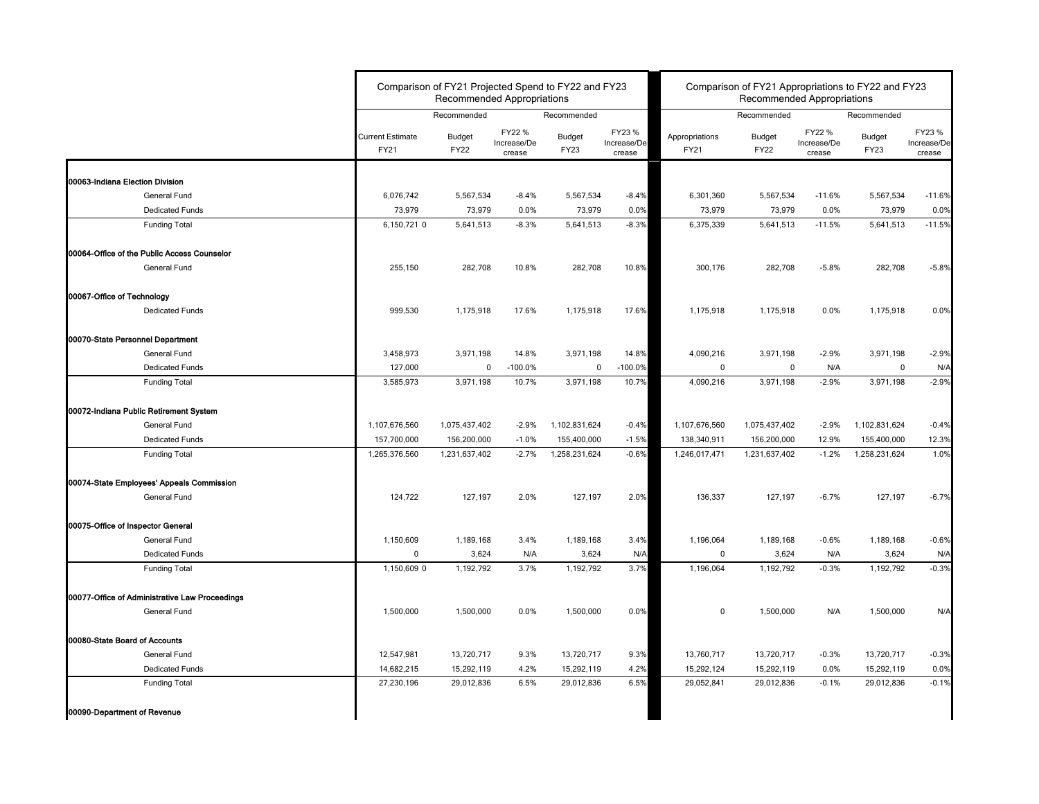| | Comparison of FY21 Projected Spend to FY22 and FY23 Recommended Appropriations | | | | | Comparison of FY21 Appropriations to FY22 and FY23 Recommended Appropriations | | | | |
|---|---|---|---|---|---|---|---|---|---|---|
| | | Recommended | | Recommended | | | Recommended | | Recommended | |
| | Current Estimate FY21 | Budget FY22 | FY22 % Increase/Decrease | Budget FY23 | FY23 % Increase/Decrease | Appropriations FY21 | Budget FY22 | FY22 % Increase/Decrease | Budget FY23 | FY23 % Increase/Decrease |
| **00063-Indiana Election Division** | | | | | | | | | | |
| General Fund | 6,076,742 | 5,567,534 | -8.4% | 5,567,534 | -8.4% | 6,301,360 | 5,567,534 | -11.6% | 5,567,534 | -11.6% |
| Dedicated Funds | 73,979 | 73,979 | 0.0% | 73,979 | 0.0% | 73,979 | 73,979 | 0.0% | 73,979 | 0.0% |
| Funding Total | 6,150,721 0 | 5,641,513 | -8.3% | 5,641,513 | -8.3% | 6,375,339 | 5,641,513 | -11.5% | 5,641,513 | -11.5% |
| **00064-Office of the Public Access Counselor** | | | | | | | | | | |
| General Fund | 255,150 | 282,708 | 10.8% | 282,708 | 10.8% | 300,176 | 282,708 | -5.8% | 282,708 | -5.8% |
| **00067-Office of Technology** | | | | | | | | | | |
| Dedicated Funds | 999,530 | 1,175,918 | 17.6% | 1,175,918 | 17.6% | 1,175,918 | 1,175,918 | 0.0% | 1,175,918 | 0.0% |
| **00070-State Personnel Department** | | | | | | | | | | |
| General Fund | 3,458,973 | 3,971,198 | 14.8% | 3,971,198 | 14.8% | 4,090,216 | 3,971,198 | -2.9% | 3,971,198 | -2.9% |
| Dedicated Funds | 127,000 | 0 | -100.0% | 0 | -100.0% | 0 | 0 | N/A | 0 | N/A |
| Funding Total | 3,585,973 | 3,971,198 | 10.7% | 3,971,198 | 10.7% | 4,090,216 | 3,971,198 | -2.9% | 3,971,198 | -2.9% |
| **00072-Indiana Public Retirement System** | | | | | | | | | | |
| General Fund | 1,107,676,560 | 1,075,437,402 | -2.9% | 1,102,831,624 | -0.4% | 1,107,676,560 | 1,075,437,402 | -2.9% | 1,102,831,624 | -0.4% |
| Dedicated Funds | 157,700,000 | 156,200,000 | -1.0% | 155,400,000 | -1.5% | 138,340,911 | 156,200,000 | 12.9% | 155,400,000 | 12.3% |
| Funding Total | 1,265,376,560 | 1,231,637,402 | -2.7% | 1,258,231,624 | -0.6% | 1,246,017,471 | 1,231,637,402 | -1.2% | 1,258,231,624 | 1.0% |
| **00074-State Employees' Appeals Commission** | | | | | | | | | | |
| General Fund | 124,722 | 127,197 | 2.0% | 127,197 | 2.0% | 136,337 | 127,197 | -6.7% | 127,197 | -6.7% |
| **00075-Office of Inspector General** | | | | | | | | | | |
| General Fund | 1,150,609 | 1,189,168 | 3.4% | 1,189,168 | 3.4% | 1,196,064 | 1,189,168 | -0.6% | 1,189,168 | -0.6% |
| Dedicated Funds | 0 | 3,624 | N/A | 3,624 | N/A | 0 | 3,624 | N/A | 3,624 | N/A |
| Funding Total | 1,150,609 0 | 1,192,792 | 3.7% | 1,192,792 | 3.7% | 1,196,064 | 1,192,792 | -0.3% | 1,192,792 | -0.3% |
| **00077-Office of Administrative Law Proceedings** | | | | | | | | | | |
| General Fund | 1,500,000 | 1,500,000 | 0.0% | 1,500,000 | 0.0% | 0 | 1,500,000 | N/A | 1,500,000 | N/A |
| **00080-State Board of Accounts** | | | | | | | | | | |
| General Fund | 12,547,981 | 13,720,717 | 9.3% | 13,720,717 | 9.3% | 13,760,717 | 13,720,717 | -0.3% | 13,720,717 | -0.3% |
| Dedicated Funds | 14,682,215 | 15,292,119 | 4.2% | 15,292,119 | 4.2% | 15,292,124 | 15,292,119 | 0.0% | 15,292,119 | 0.0% |
| Funding Total | 27,230,196 | 29,012,836 | 6.5% | 29,012,836 | 6.5% | 29,052,841 | 29,012,836 | -0.1% | 29,012,836 | -0.1% |
| **00090-Department of Revenue** | | | | | | | | | | |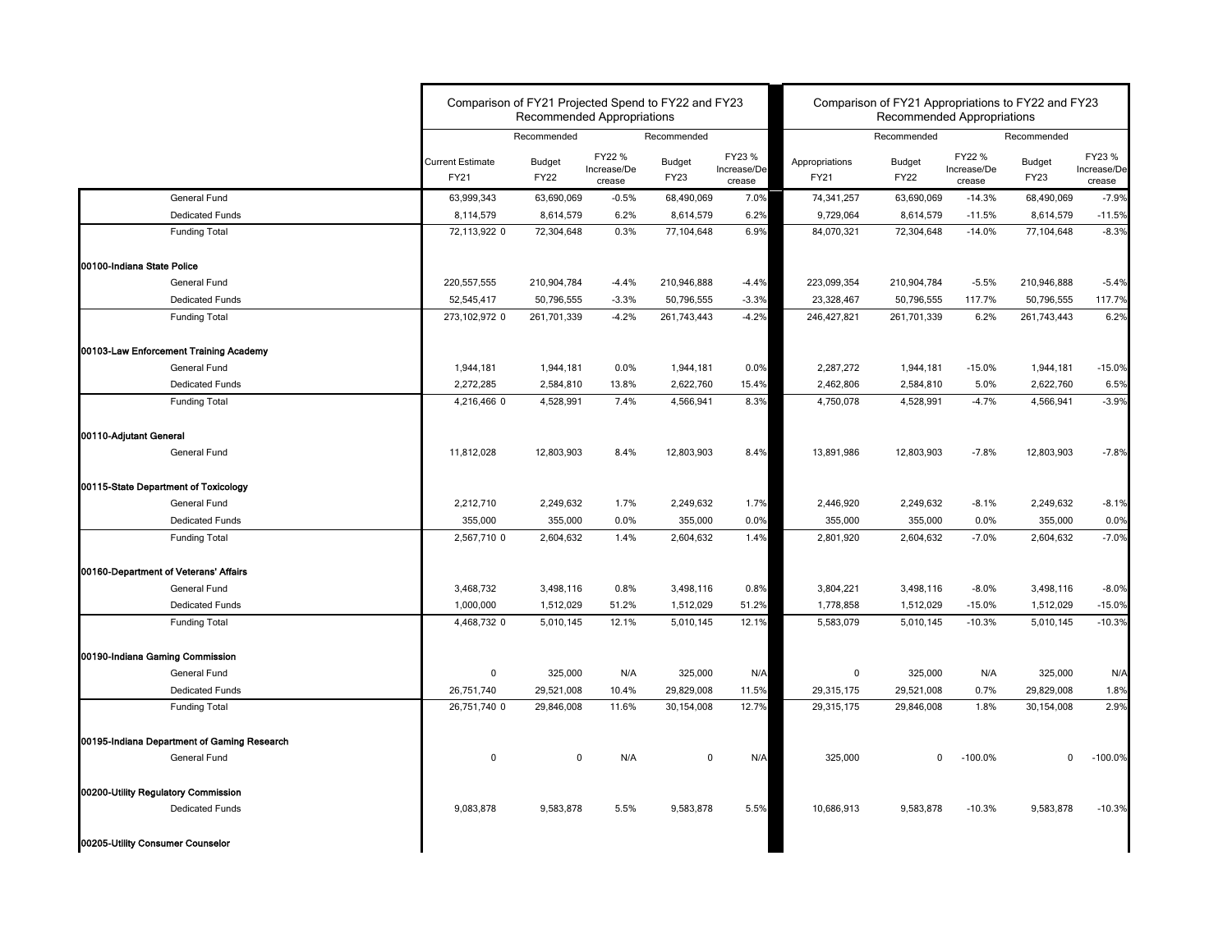| | Comparison of FY21 Projected Spend to FY22 and FY23 Recommended Appropriations | | | | | Comparison of FY21 Appropriations to FY22 and FY23 Recommended Appropriations | | | | |
|---|---|---|---|---|---|---|---|---|---|---|
| | | Recommended | | Recommended | | | Recommended | | Recommended | |
| | Current Estimate FY21 | Budget FY22 | FY22 % Increase/Decrease | Budget FY23 | FY23 % Increase/Decrease | Appropriations FY21 | Budget FY22 | FY22 % Increase/Decrease | Budget FY23 | FY23 % Increase/Decrease |
| General Fund | 63,999,343 | 63,690,069 | -0.5% | 68,490,069 | 7.0% | 74,341,257 | 63,690,069 | -14.3% | 68,490,069 | -7.9% |
| Dedicated Funds | 8,114,579 | 8,614,579 | 6.2% | 8,614,579 | 6.2% | 9,729,064 | 8,614,579 | -11.5% | 8,614,579 | -11.5% |
| Funding Total | 72,113,922 0 | 72,304,648 | 0.3% | 77,104,648 | 6.9% | 84,070,321 | 72,304,648 | -14.0% | 77,104,648 | -8.3% |
| **00100-Indiana State Police** | | | | | | | | | | |
| General Fund | 220,557,555 | 210,904,784 | -4.4% | 210,946,888 | -4.4% | 223,099,354 | 210,904,784 | -5.5% | 210,946,888 | -5.4% |
| Dedicated Funds | 52,545,417 | 50,796,555 | -3.3% | 50,796,555 | -3.3% | 23,328,467 | 50,796,555 | 117.7% | 50,796,555 | 117.7% |
| Funding Total | 273,102,972 0 | 261,701,339 | -4.2% | 261,743,443 | -4.2% | 246,427,821 | 261,701,339 | 6.2% | 261,743,443 | 6.2% |
| **00103-Law Enforcement Training Academy** | | | | | | | | | | |
| General Fund | 1,944,181 | 1,944,181 | 0.0% | 1,944,181 | 0.0% | 2,287,272 | 1,944,181 | -15.0% | 1,944,181 | -15.0% |
| Dedicated Funds | 2,272,285 | 2,584,810 | 13.8% | 2,622,760 | 15.4% | 2,462,806 | 2,584,810 | 5.0% | 2,622,760 | 6.5% |
| Funding Total | 4,216,466 0 | 4,528,991 | 7.4% | 4,566,941 | 8.3% | 4,750,078 | 4,528,991 | -4.7% | 4,566,941 | -3.9% |
| **00110-Adjutant General** | | | | | | | | | | |
| General Fund | 11,812,028 | 12,803,903 | 8.4% | 12,803,903 | 8.4% | 13,891,986 | 12,803,903 | -7.8% | 12,803,903 | -7.8% |
| **00115-State Department of Toxicology** | | | | | | | | | | |
| General Fund | 2,212,710 | 2,249,632 | 1.7% | 2,249,632 | 1.7% | 2,446,920 | 2,249,632 | -8.1% | 2,249,632 | -8.1% |
| Dedicated Funds | 355,000 | 355,000 | 0.0% | 355,000 | 0.0% | 355,000 | 355,000 | 0.0% | 355,000 | 0.0% |
| Funding Total | 2,567,710 0 | 2,604,632 | 1.4% | 2,604,632 | 1.4% | 2,801,920 | 2,604,632 | -7.0% | 2,604,632 | -7.0% |
| **00160-Department of Veterans' Affairs** | | | | | | | | | | |
| General Fund | 3,468,732 | 3,498,116 | 0.8% | 3,498,116 | 0.8% | 3,804,221 | 3,498,116 | -8.0% | 3,498,116 | -8.0% |
| Dedicated Funds | 1,000,000 | 1,512,029 | 51.2% | 1,512,029 | 51.2% | 1,778,858 | 1,512,029 | -15.0% | 1,512,029 | -15.0% |
| Funding Total | 4,468,732 0 | 5,010,145 | 12.1% | 5,010,145 | 12.1% | 5,583,079 | 5,010,145 | -10.3% | 5,010,145 | -10.3% |
| **00190-Indiana Gaming Commission** | | | | | | | | | | |
| General Fund | 0 | 325,000 | N/A | 325,000 | N/A | 0 | 325,000 | N/A | 325,000 | N/A |
| Dedicated Funds | 26,751,740 | 29,521,008 | 10.4% | 29,829,008 | 11.5% | 29,315,175 | 29,521,008 | 0.7% | 29,829,008 | 1.8% |
| Funding Total | 26,751,740 0 | 29,846,008 | 11.6% | 30,154,008 | 12.7% | 29,315,175 | 29,846,008 | 1.8% | 30,154,008 | 2.9% |
| **00195-Indiana Department of Gaming Research** | | | | | | | | | | |
| General Fund | 0 | 0 | N/A | 0 | N/A | 325,000 | 0 | -100.0% | 0 | -100.0% |
| **00200-Utility Regulatory Commission** | | | | | | | | | | |
| Dedicated Funds | 9,083,878 | 9,583,878 | 5.5% | 9,583,878 | 5.5% | 10,686,913 | 9,583,878 | -10.3% | 9,583,878 | -10.3% |
| **00205-Utility Consumer Counselor** | | | | | | | | | | |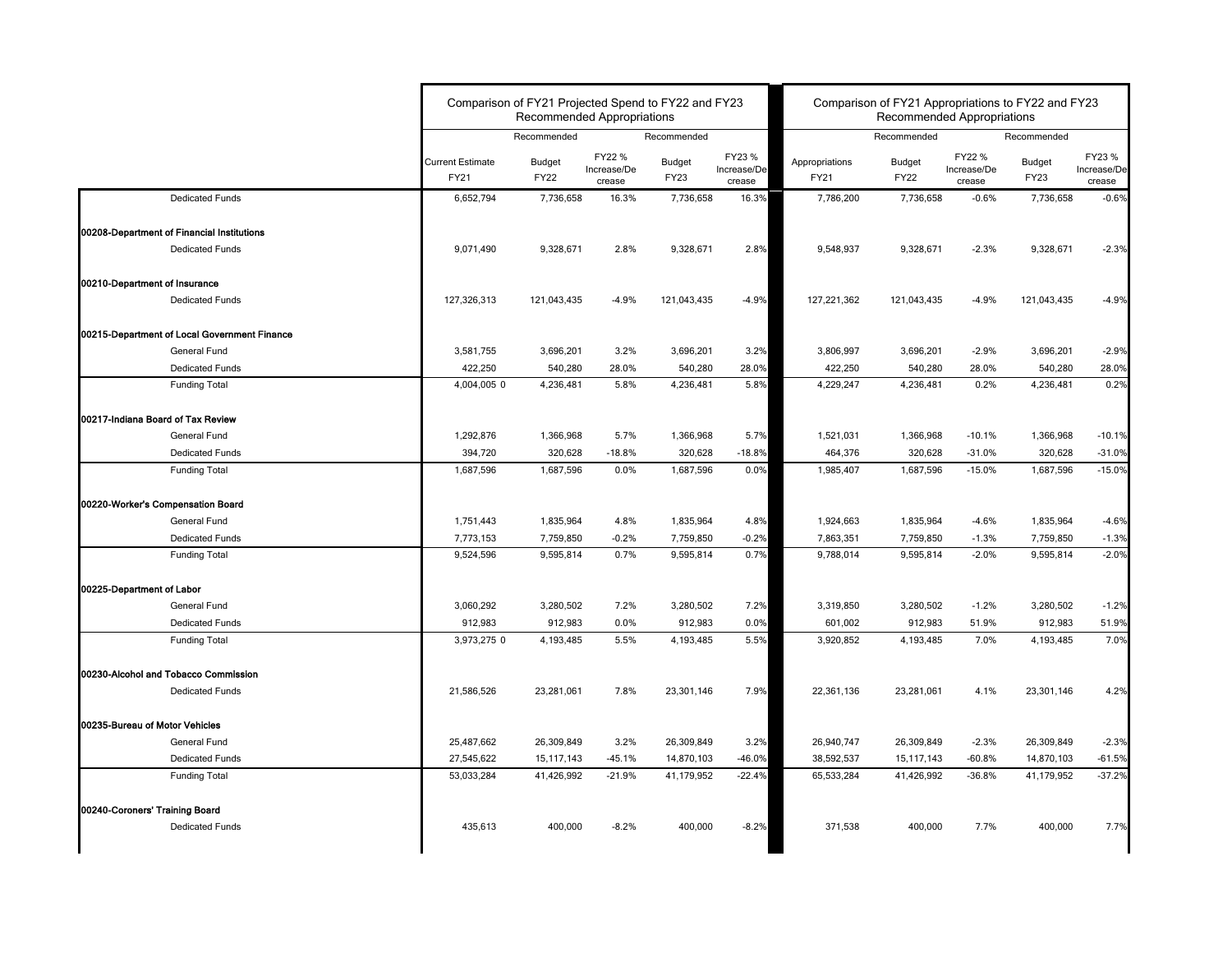| | Comparison of FY21 Projected Spend to FY22 and FY23 Recommended Appropriations | | | | | Comparison of FY21 Appropriations to FY22 and FY23 Recommended Appropriations | | | | |
|---|---|---|---|---|---|---|---|---|---|---|
| | | Recommended | | Recommended | | | Recommended | | Recommended | |
| | Current Estimate FY21 | Budget FY22 | FY22 % Increase/Decrease | Budget FY23 | FY23 % Increase/Decrease | Appropriations FY21 | Budget FY22 | FY22 % Increase/Decrease | Budget FY23 | FY23 % Increase/Decrease |
| Dedicated Funds | 6,652,794 | 7,736,658 | 16.3% | 7,736,658 | 16.3% | 7,786,200 | 7,736,658 | -0.6% | 7,736,658 | -0.6% |
| **00208-Department of Financial Institutions** | | | | | | | | | | |
| Dedicated Funds | 9,071,490 | 9,328,671 | 2.8% | 9,328,671 | 2.8% | 9,548,937 | 9,328,671 | -2.3% | 9,328,671 | -2.3% |
| **00210-Department of Insurance** | | | | | | | | | | |
| Dedicated Funds | 127,326,313 | 121,043,435 | -4.9% | 121,043,435 | -4.9% | 127,221,362 | 121,043,435 | -4.9% | 121,043,435 | -4.9% |
| **00215-Department of Local Government Finance** | | | | | | | | | | |
| General Fund | 3,581,755 | 3,696,201 | 3.2% | 3,696,201 | 3.2% | 3,806,997 | 3,696,201 | -2.9% | 3,696,201 | -2.9% |
| Dedicated Funds | 422,250 | 540,280 | 28.0% | 540,280 | 28.0% | 422,250 | 540,280 | 28.0% | 540,280 | 28.0% |
| Funding Total | 4,004,005 0 | 4,236,481 | 5.8% | 4,236,481 | 5.8% | 4,229,247 | 4,236,481 | 0.2% | 4,236,481 | 0.2% |
| **00217-Indiana Board of Tax Review** | | | | | | | | | | |
| General Fund | 1,292,876 | 1,366,968 | 5.7% | 1,366,968 | 5.7% | 1,521,031 | 1,366,968 | -10.1% | 1,366,968 | -10.1% |
| Dedicated Funds | 394,720 | 320,628 | -18.8% | 320,628 | -18.8% | 464,376 | 320,628 | -31.0% | 320,628 | -31.0% |
| Funding Total | 1,687,596 | 1,687,596 | 0.0% | 1,687,596 | 0.0% | 1,985,407 | 1,687,596 | -15.0% | 1,687,596 | -15.0% |
| **00220-Worker's Compensation Board** | | | | | | | | | | |
| General Fund | 1,751,443 | 1,835,964 | 4.8% | 1,835,964 | 4.8% | 1,924,663 | 1,835,964 | -4.6% | 1,835,964 | -4.6% |
| Dedicated Funds | 7,773,153 | 7,759,850 | -0.2% | 7,759,850 | -0.2% | 7,863,351 | 7,759,850 | -1.3% | 7,759,850 | -1.3% |
| Funding Total | 9,524,596 | 9,595,814 | 0.7% | 9,595,814 | 0.7% | 9,788,014 | 9,595,814 | -2.0% | 9,595,814 | -2.0% |
| **00225-Department of Labor** | | | | | | | | | | |
| General Fund | 3,060,292 | 3,280,502 | 7.2% | 3,280,502 | 7.2% | 3,319,850 | 3,280,502 | -1.2% | 3,280,502 | -1.2% |
| Dedicated Funds | 912,983 | 912,983 | 0.0% | 912,983 | 0.0% | 601,002 | 912,983 | 51.9% | 912,983 | 51.9% |
| Funding Total | 3,973,275 0 | 4,193,485 | 5.5% | 4,193,485 | 5.5% | 3,920,852 | 4,193,485 | 7.0% | 4,193,485 | 7.0% |
| **00230-Alcohol and Tobacco Commission** | | | | | | | | | | |
| Dedicated Funds | 21,586,526 | 23,281,061 | 7.8% | 23,301,146 | 7.9% | 22,361,136 | 23,281,061 | 4.1% | 23,301,146 | 4.2% |
| **00235-Bureau of Motor Vehicles** | | | | | | | | | | |
| General Fund | 25,487,662 | 26,309,849 | 3.2% | 26,309,849 | 3.2% | 26,940,747 | 26,309,849 | -2.3% | 26,309,849 | -2.3% |
| Dedicated Funds | 27,545,622 | 15,117,143 | -45.1% | 14,870,103 | -46.0% | 38,592,537 | 15,117,143 | -60.8% | 14,870,103 | -61.5% |
| Funding Total | 53,033,284 | 41,426,992 | -21.9% | 41,179,952 | -22.4% | 65,533,284 | 41,426,992 | -36.8% | 41,179,952 | -37.2% |
| **00240-Coroners' Training Board** | | | | | | | | | | |
| Dedicated Funds | 435,613 | 400,000 | -8.2% | 400,000 | -8.2% | 371,538 | 400,000 | 7.7% | 400,000 | 7.7% |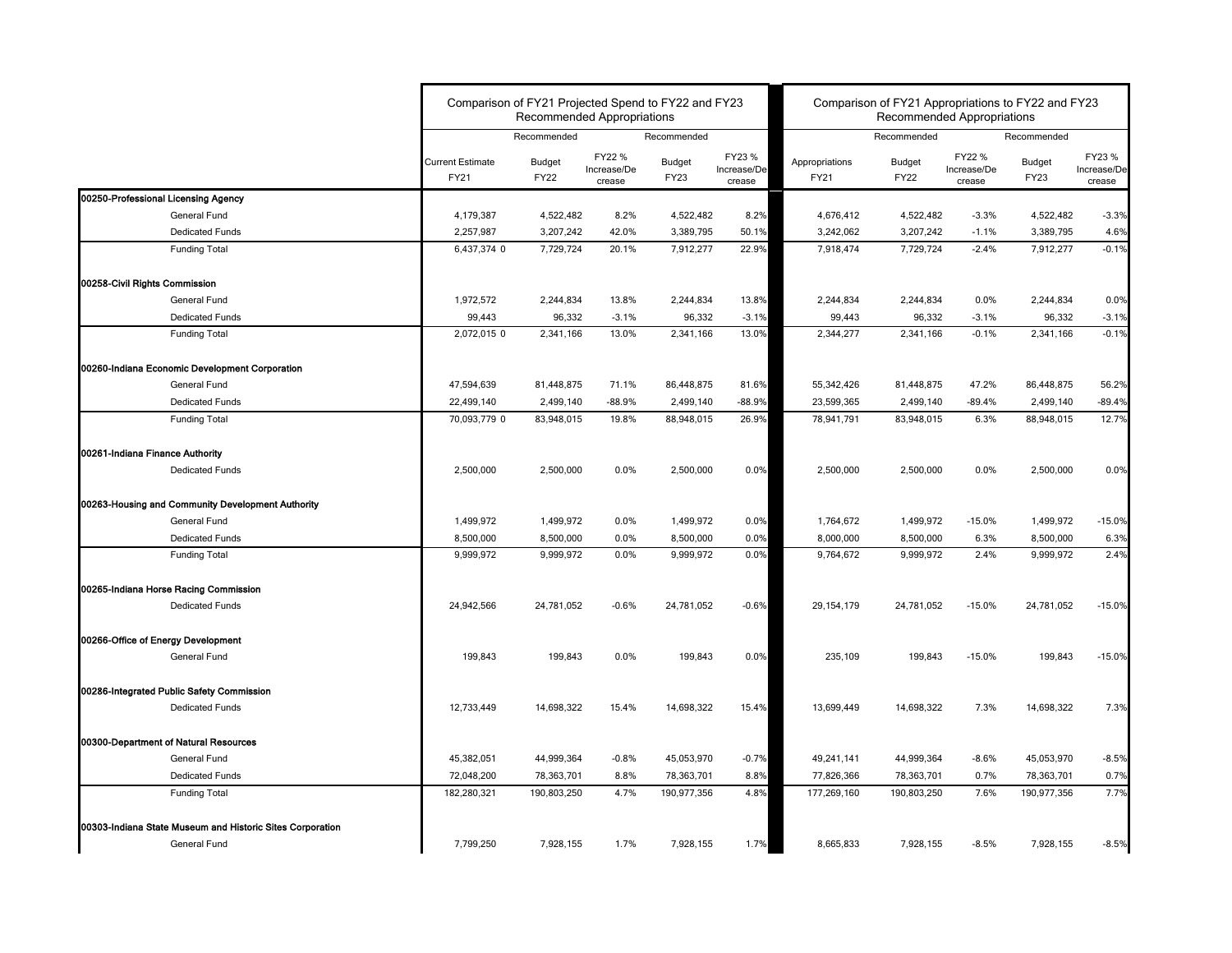| | Comparison of FY21 Projected Spend to FY22 and FY23 Recommended Appropriations | | | | | Comparison of FY21 Appropriations to FY22 and FY23 Recommended Appropriations | | | | |
|---|---|---|---|---|---|---|---|---|---|---|
| | | Recommended | | Recommended | | | Recommended | | Recommended | |
| | Current Estimate FY21 | Budget FY22 | FY22 % Increase/Decrease | Budget FY23 | FY23 % Increase/Decrease | Appropriations FY21 | Budget FY22 | FY22 % Increase/Decrease | Budget FY23 | FY23 % Increase/Decrease |
| **00250-Professional Licensing Agency** | | | | | | | | | | |
| General Fund | 4,179,387 | 4,522,482 | 8.2% | 4,522,482 | 8.2% | 4,676,412 | 4,522,482 | -3.3% | 4,522,482 | -3.3% |
| Dedicated Funds | 2,257,987 | 3,207,242 | 42.0% | 3,389,795 | 50.1% | 3,242,062 | 3,207,242 | -1.1% | 3,389,795 | 4.6% |
| Funding Total | 6,437,374 0 | 7,729,724 | 20.1% | 7,912,277 | 22.9% | 7,918,474 | 7,729,724 | -2.4% | 7,912,277 | -0.1% |
| **00258-Civil Rights Commission** | | | | | | | | | | |
| General Fund | 1,972,572 | 2,244,834 | 13.8% | 2,244,834 | 13.8% | 2,244,834 | 2,244,834 | 0.0% | 2,244,834 | 0.0% |
| Dedicated Funds | 99,443 | 96,332 | -3.1% | 96,332 | -3.1% | 99,443 | 96,332 | -3.1% | 96,332 | -3.1% |
| Funding Total | 2,072,015 0 | 2,341,166 | 13.0% | 2,341,166 | 13.0% | 2,344,277 | 2,341,166 | -0.1% | 2,341,166 | -0.1% |
| **00260-Indiana Economic Development Corporation** | | | | | | | | | | |
| General Fund | 47,594,639 | 81,448,875 | 71.1% | 86,448,875 | 81.6% | 55,342,426 | 81,448,875 | 47.2% | 86,448,875 | 56.2% |
| Dedicated Funds | 22,499,140 | 2,499,140 | -88.9% | 2,499,140 | -88.9% | 23,599,365 | 2,499,140 | -89.4% | 2,499,140 | -89.4% |
| Funding Total | 70,093,779 0 | 83,948,015 | 19.8% | 88,948,015 | 26.9% | 78,941,791 | 83,948,015 | 6.3% | 88,948,015 | 12.7% |
| **00261-Indiana Finance Authority** | | | | | | | | | | |
| Dedicated Funds | 2,500,000 | 2,500,000 | 0.0% | 2,500,000 | 0.0% | 2,500,000 | 2,500,000 | 0.0% | 2,500,000 | 0.0% |
| **00263-Housing and Community Development Authority** | | | | | | | | | | |
| General Fund | 1,499,972 | 1,499,972 | 0.0% | 1,499,972 | 0.0% | 1,764,672 | 1,499,972 | -15.0% | 1,499,972 | -15.0% |
| Dedicated Funds | 8,500,000 | 8,500,000 | 0.0% | 8,500,000 | 0.0% | 8,000,000 | 8,500,000 | 6.3% | 8,500,000 | 6.3% |
| Funding Total | 9,999,972 | 9,999,972 | 0.0% | 9,999,972 | 0.0% | 9,764,672 | 9,999,972 | 2.4% | 9,999,972 | 2.4% |
| **00265-Indiana Horse Racing Commission** | | | | | | | | | | |
| Dedicated Funds | 24,942,566 | 24,781,052 | -0.6% | 24,781,052 | -0.6% | 29,154,179 | 24,781,052 | -15.0% | 24,781,052 | -15.0% |
| **00266-Office of Energy Development** | | | | | | | | | | |
| General Fund | 199,843 | 199,843 | 0.0% | 199,843 | 0.0% | 235,109 | 199,843 | -15.0% | 199,843 | -15.0% |
| **00286-Integrated Public Safety Commission** | | | | | | | | | | |
| Dedicated Funds | 12,733,449 | 14,698,322 | 15.4% | 14,698,322 | 15.4% | 13,699,449 | 14,698,322 | 7.3% | 14,698,322 | 7.3% |
| **00300-Department of Natural Resources** | | | | | | | | | | |
| General Fund | 45,382,051 | 44,999,364 | -0.8% | 45,053,970 | -0.7% | 49,241,141 | 44,999,364 | -8.6% | 45,053,970 | -8.5% |
| Dedicated Funds | 72,048,200 | 78,363,701 | 8.8% | 78,363,701 | 8.8% | 77,826,366 | 78,363,701 | 0.7% | 78,363,701 | 0.7% |
| Funding Total | 182,280,321 | 190,803,250 | 4.7% | 190,977,356 | 4.8% | 177,269,160 | 190,803,250 | 7.6% | 190,977,356 | 7.7% |
| **00303-Indiana State Museum and Historic Sites Corporation** | | | | | | | | | | |
| General Fund | 7,799,250 | 7,928,155 | 1.7% | 7,928,155 | 1.7% | 8,665,833 | 7,928,155 | -8.5% | 7,928,155 | -8.5% |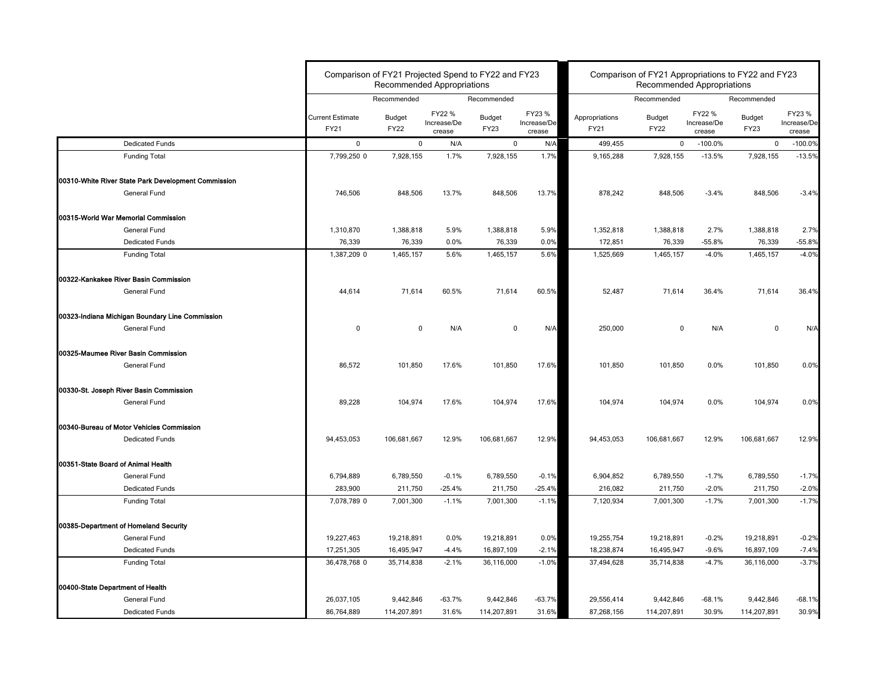| | Comparison of FY21 Projected Spend to FY22 and FY23 Recommended Appropriations | | | | | Comparison of FY21 Appropriations to FY22 and FY23 Recommended Appropriations | | | | |
|---|---|---|---|---|---|---|---|---|---|---|
| | | Recommended | | Recommended | | | Recommended | | Recommended | |
| | Current Estimate FY21 | Budget FY22 | FY22 % Increase/Decrease | Budget FY23 | FY23 % Increase/Decrease | Appropriations FY21 | Budget FY22 | FY22 % Increase/Decrease | Budget FY23 | FY23 % Increase/Decrease |
| Dedicated Funds | 0 | 0 | N/A | 0 | N/A | 499,455 | 0 | -100.0% | 0 | -100.0% |
| Funding Total | 7,799,250 0 | 7,928,155 | 1.7% | 7,928,155 | 1.7% | 9,165,288 | 7,928,155 | -13.5% | 7,928,155 | -13.5% |
| **00310-White River State Park Development Commission** | | | | | | | | | | |
| General Fund | 746,506 | 848,506 | 13.7% | 848,506 | 13.7% | 878,242 | 848,506 | -3.4% | 848,506 | -3.4% |
| **00315-World War Memorial Commission** | | | | | | | | | | |
| General Fund | 1,310,870 | 1,388,818 | 5.9% | 1,388,818 | 5.9% | 1,352,818 | 1,388,818 | 2.7% | 1,388,818 | 2.7% |
| Dedicated Funds | 76,339 | 76,339 | 0.0% | 76,339 | 0.0% | 172,851 | 76,339 | -55.8% | 76,339 | -55.8% |
| Funding Total | 1,387,209 0 | 1,465,157 | 5.6% | 1,465,157 | 5.6% | 1,525,669 | 1,465,157 | -4.0% | 1,465,157 | -4.0% |
| **00322-Kankakee River Basin Commission** | | | | | | | | | | |
| General Fund | 44,614 | 71,614 | 60.5% | 71,614 | 60.5% | 52,487 | 71,614 | 36.4% | 71,614 | 36.4% |
| **00323-Indiana Michigan Boundary Line Commission** | | | | | | | | | | |
| General Fund | 0 | 0 | N/A | 0 | N/A | 250,000 | 0 | N/A | 0 | N/A |
| **00325-Maumee River Basin Commission** | | | | | | | | | | |
| General Fund | 86,572 | 101,850 | 17.6% | 101,850 | 17.6% | 101,850 | 101,850 | 0.0% | 101,850 | 0.0% |
| **00330-St. Joseph River Basin Commission** | | | | | | | | | | |
| General Fund | 89,228 | 104,974 | 17.6% | 104,974 | 17.6% | 104,974 | 104,974 | 0.0% | 104,974 | 0.0% |
| **00340-Bureau of Motor Vehicles Commission** | | | | | | | | | | |
| Dedicated Funds | 94,453,053 | 106,681,667 | 12.9% | 106,681,667 | 12.9% | 94,453,053 | 106,681,667 | 12.9% | 106,681,667 | 12.9% |
| **00351-State Board of Animal Health** | | | | | | | | | | |
| General Fund | 6,794,889 | 6,789,550 | -0.1% | 6,789,550 | -0.1% | 6,904,852 | 6,789,550 | -1.7% | 6,789,550 | -1.7% |
| Dedicated Funds | 283,900 | 211,750 | -25.4% | 211,750 | -25.4% | 216,082 | 211,750 | -2.0% | 211,750 | -2.0% |
| Funding Total | 7,078,789 0 | 7,001,300 | -1.1% | 7,001,300 | -1.1% | 7,120,934 | 7,001,300 | -1.7% | 7,001,300 | -1.7% |
| **00385-Department of Homeland Security** | | | | | | | | | | |
| General Fund | 19,227,463 | 19,218,891 | 0.0% | 19,218,891 | 0.0% | 19,255,754 | 19,218,891 | -0.2% | 19,218,891 | -0.2% |
| Dedicated Funds | 17,251,305 | 16,495,947 | -4.4% | 16,897,109 | -2.1% | 18,238,874 | 16,495,947 | -9.6% | 16,897,109 | -7.4% |
| Funding Total | 36,478,768 0 | 35,714,838 | -2.1% | 36,116,000 | -1.0% | 37,494,628 | 35,714,838 | -4.7% | 36,116,000 | -3.7% |
| **00400-State Department of Health** | | | | | | | | | | |
| General Fund | 26,037,105 | 9,442,846 | -63.7% | 9,442,846 | -63.7% | 29,556,414 | 9,442,846 | -68.1% | 9,442,846 | -68.1% |
| Dedicated Funds | 86,764,889 | 114,207,891 | 31.6% | 114,207,891 | 31.6% | 87,268,156 | 114,207,891 | 30.9% | 114,207,891 | 30.9% |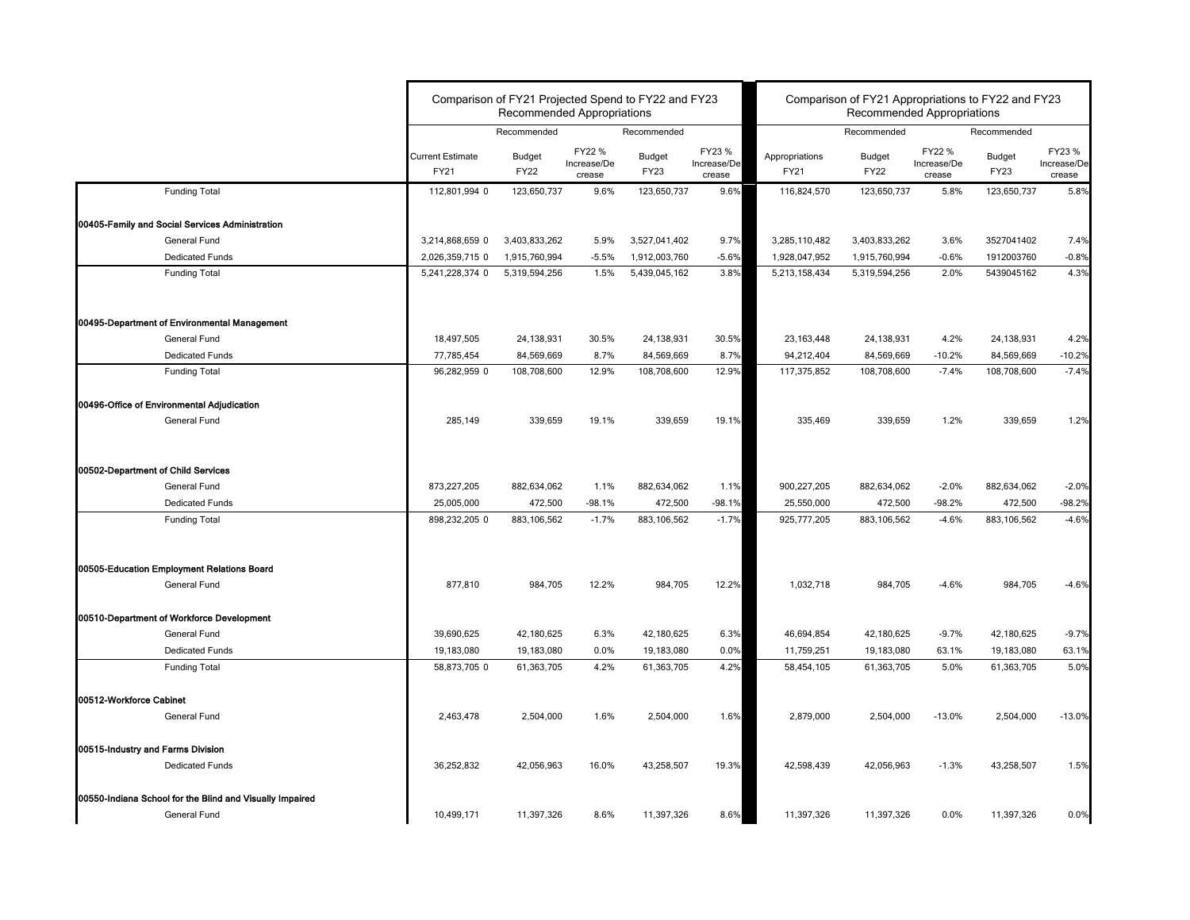| | Comparison of FY21 Projected Spend to FY22 and FY23 Recommended Appropriations | | | | | Comparison of FY21 Appropriations to FY22 and FY23 Recommended Appropriations | | | | |
|---|---|---|---|---|---|---|---|---|---|---|
| | | Recommended | | Recommended | | | Recommended | | Recommended | |
| | Current Estimate FY21 | Budget FY22 | FY22 % Increase/Decrease | Budget FY23 | FY23 % Increase/Decrease | Appropriations FY21 | Budget FY22 | FY22 % Increase/Decrease | Budget FY23 | FY23 % Increase/Decrease |
| Funding Total | 112,801,994 0 | 123,650,737 | 9.6% | 123,650,737 | 9.6% | 116,824,570 | 123,650,737 | 5.8% | 123,650,737 | 5.8% |
| **00405-Family and Social Services Administration** | | | | | | | | | | |
| General Fund | 3,214,868,659 0 | 3,403,833,262 | 5.9% | 3,527,041,402 | 9.7% | 3,285,110,482 | 3,403,833,262 | 3.6% | 3527041402 | 7.4% |
| Dedicated Funds | 2,026,359,715 0 | 1,915,760,994 | -5.5% | 1,912,003,760 | -5.6% | 1,928,047,952 | 1,915,760,994 | -0.6% | 1912003760 | -0.8% |
| Funding Total | 5,241,228,374 0 | 5,319,594,256 | 1.5% | 5,439,045,162 | 3.8% | 5,213,158,434 | 5,319,594,256 | 2.0% | 5439045162 | 4.3% |
| **00495-Department of Environmental Management** | | | | | | | | | | |
| General Fund | 18,497,505 | 24,138,931 | 30.5% | 24,138,931 | 30.5% | 23,163,448 | 24,138,931 | 4.2% | 24,138,931 | 4.2% |
| Dedicated Funds | 77,785,454 | 84,569,669 | 8.7% | 84,569,669 | 8.7% | 94,212,404 | 84,569,669 | -10.2% | 84,569,669 | -10.2% |
| Funding Total | 96,282,959 0 | 108,708,600 | 12.9% | 108,708,600 | 12.9% | 117,375,852 | 108,708,600 | -7.4% | 108,708,600 | -7.4% |
| **00496-Office of Environmental Adjudication** | | | | | | | | | | |
| General Fund | 285,149 | 339,659 | 19.1% | 339,659 | 19.1% | 335,469 | 339,659 | 1.2% | 339,659 | 1.2% |
| **00502-Department of Child Services** | | | | | | | | | | |
| General Fund | 873,227,205 | 882,634,062 | 1.1% | 882,634,062 | 1.1% | 900,227,205 | 882,634,062 | -2.0% | 882,634,062 | -2.0% |
| Dedicated Funds | 25,005,000 | 472,500 | -98.1% | 472,500 | -98.1% | 25,550,000 | 472,500 | -98.2% | 472,500 | -98.2% |
| Funding Total | 898,232,205 0 | 883,106,562 | -1.7% | 883,106,562 | -1.7% | 925,777,205 | 883,106,562 | -4.6% | 883,106,562 | -4.6% |
| **00505-Education Employment Relations Board** | | | | | | | | | | |
| General Fund | 877,810 | 984,705 | 12.2% | 984,705 | 12.2% | 1,032,718 | 984,705 | -4.6% | 984,705 | -4.6% |
| **00510-Department of Workforce Development** | | | | | | | | | | |
| General Fund | 39,690,625 | 42,180,625 | 6.3% | 42,180,625 | 6.3% | 46,694,854 | 42,180,625 | -9.7% | 42,180,625 | -9.7% |
| Dedicated Funds | 19,183,080 | 19,183,080 | 0.0% | 19,183,080 | 0.0% | 11,759,251 | 19,183,080 | 63.1% | 19,183,080 | 63.1% |
| Funding Total | 58,873,705 0 | 61,363,705 | 4.2% | 61,363,705 | 4.2% | 58,454,105 | 61,363,705 | 5.0% | 61,363,705 | 5.0% |
| **00512-Workforce Cabinet** | | | | | | | | | | |
| General Fund | 2,463,478 | 2,504,000 | 1.6% | 2,504,000 | 1.6% | 2,879,000 | 2,504,000 | -13.0% | 2,504,000 | -13.0% |
| **00515-Industry and Farms Division** | | | | | | | | | | |
| Dedicated Funds | 36,252,832 | 42,056,963 | 16.0% | 43,258,507 | 19.3% | 42,598,439 | 42,056,963 | -1.3% | 43,258,507 | 1.5% |
| **00550-Indiana School for the Blind and Visually Impaired** | | | | | | | | | | |
| General Fund | 10,499,171 | 11,397,326 | 8.6% | 11,397,326 | 8.6% | 11,397,326 | 11,397,326 | 0.0% | 11,397,326 | 0.0% |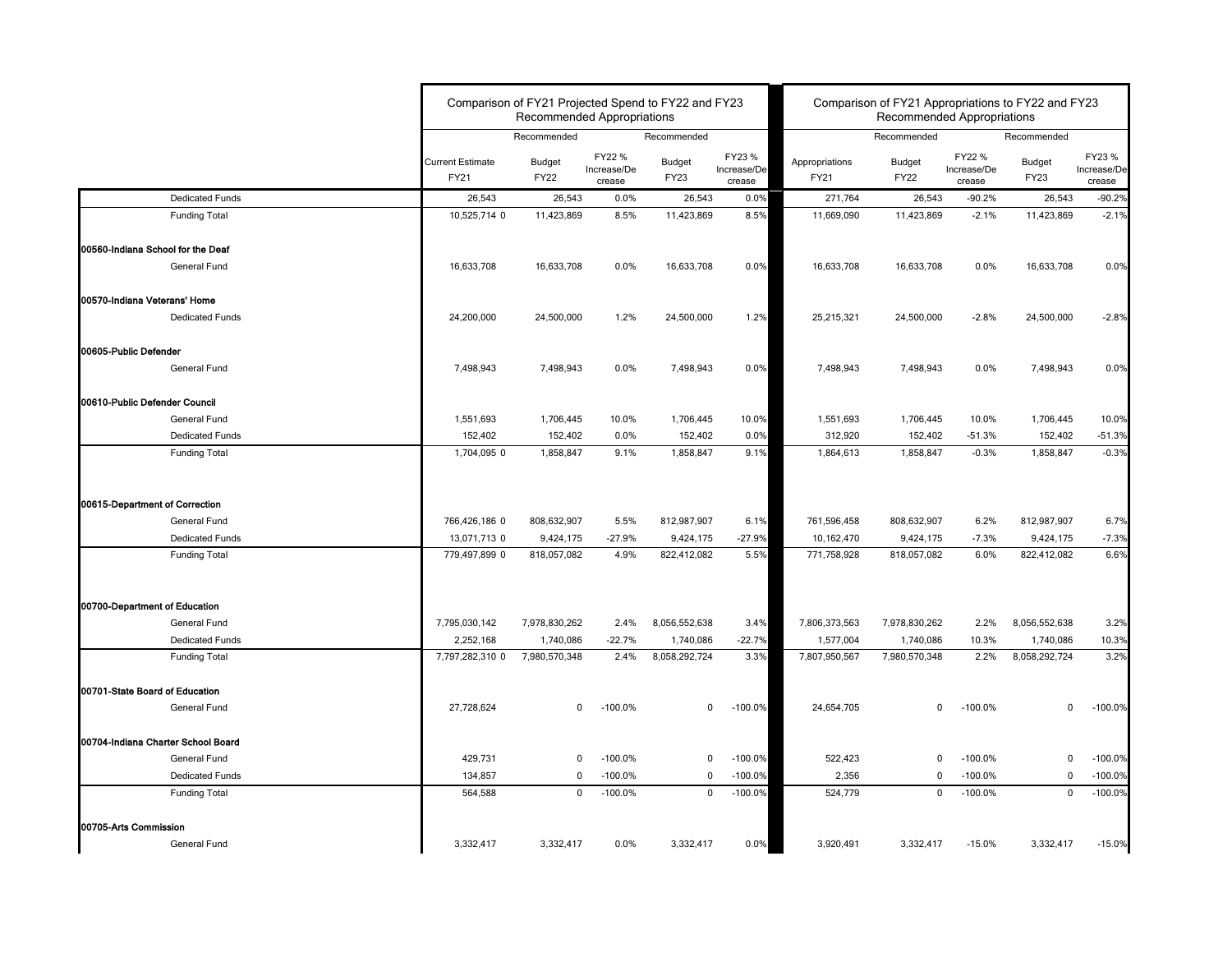| | Comparison of FY21 Projected Spend to FY22 and FY23 Recommended Appropriations | | | | | Comparison of FY21 Appropriations to FY22 and FY23 Recommended Appropriations | | | | |
|---|---|---|---|---|---|---|---|---|---|---|
| | | Recommended | | Recommended | | | Recommended | | Recommended | |
| | Current Estimate FY21 | Budget FY22 | FY22 % Increase/Decrease | Budget FY23 | FY23 % Increase/Decrease | Appropriations FY21 | Budget FY22 | FY22 % Increase/Decrease | Budget FY23 | FY23 % Increase/Decrease |
| Dedicated Funds | 26,543 | 26,543 | 0.0% | 26,543 | 0.0% | 271,764 | 26,543 | -90.2% | 26,543 | -90.2% |
| Funding Total | 10,525,714 0 | 11,423,869 | 8.5% | 11,423,869 | 8.5% | 11,669,090 | 11,423,869 | -2.1% | 11,423,869 | -2.1% |
| **00560-Indiana School for the Deaf** | | | | | | | | | | |
| General Fund | 16,633,708 | 16,633,708 | 0.0% | 16,633,708 | 0.0% | 16,633,708 | 16,633,708 | 0.0% | 16,633,708 | 0.0% |
| **00570-Indiana Veterans' Home** | | | | | | | | | | |
| Dedicated Funds | 24,200,000 | 24,500,000 | 1.2% | 24,500,000 | 1.2% | 25,215,321 | 24,500,000 | -2.8% | 24,500,000 | -2.8% |
| **00605-Public Defender** | | | | | | | | | | |
| General Fund | 7,498,943 | 7,498,943 | 0.0% | 7,498,943 | 0.0% | 7,498,943 | 7,498,943 | 0.0% | 7,498,943 | 0.0% |
| **00610-Public Defender Council** | | | | | | | | | | |
| General Fund | 1,551,693 | 1,706,445 | 10.0% | 1,706,445 | 10.0% | 1,551,693 | 1,706,445 | 10.0% | 1,706,445 | 10.0% |
| Dedicated Funds | 152,402 | 152,402 | 0.0% | 152,402 | 0.0% | 312,920 | 152,402 | -51.3% | 152,402 | -51.3% |
| Funding Total | 1,704,095 0 | 1,858,847 | 9.1% | 1,858,847 | 9.1% | 1,864,613 | 1,858,847 | -0.3% | 1,858,847 | -0.3% |
| **00615-Department of Correction** | | | | | | | | | | |
| General Fund | 766,426,186 0 | 808,632,907 | 5.5% | 812,987,907 | 6.1% | 761,596,458 | 808,632,907 | 6.2% | 812,987,907 | 6.7% |
| Dedicated Funds | 13,071,713 0 | 9,424,175 | -27.9% | 9,424,175 | -27.9% | 10,162,470 | 9,424,175 | -7.3% | 9,424,175 | -7.3% |
| Funding Total | 779,497,899 0 | 818,057,082 | 4.9% | 822,412,082 | 5.5% | 771,758,928 | 818,057,082 | 6.0% | 822,412,082 | 6.6% |
| **00700-Department of Education** | | | | | | | | | | |
| General Fund | 7,795,030,142 | 7,978,830,262 | 2.4% | 8,056,552,638 | 3.4% | 7,806,373,563 | 7,978,830,262 | 2.2% | 8,056,552,638 | 3.2% |
| Dedicated Funds | 2,252,168 | 1,740,086 | -22.7% | 1,740,086 | -22.7% | 1,577,004 | 1,740,086 | 10.3% | 1,740,086 | 10.3% |
| Funding Total | 7,797,282,310 0 | 7,980,570,348 | 2.4% | 8,058,292,724 | 3.3% | 7,807,950,567 | 7,980,570,348 | 2.2% | 8,058,292,724 | 3.2% |
| **00701-State Board of Education** | | | | | | | | | | |
| General Fund | 27,728,624 | 0 | -100.0% | 0 | -100.0% | 24,654,705 | 0 | -100.0% | 0 | -100.0% |
| **00704-Indiana Charter School Board** | | | | | | | | | | |
| General Fund | 429,731 | 0 | -100.0% | 0 | -100.0% | 522,423 | 0 | -100.0% | 0 | -100.0% |
| Dedicated Funds | 134,857 | 0 | -100.0% | 0 | -100.0% | 2,356 | 0 | -100.0% | 0 | -100.0% |
| Funding Total | 564,588 | 0 | -100.0% | 0 | -100.0% | 524,779 | 0 | -100.0% | 0 | -100.0% |
| **00705-Arts Commission** | | | | | | | | | | |
| General Fund | 3,332,417 | 3,332,417 | 0.0% | 3,332,417 | 0.0% | 3,920,491 | 3,332,417 | -15.0% | 3,332,417 | -15.0% |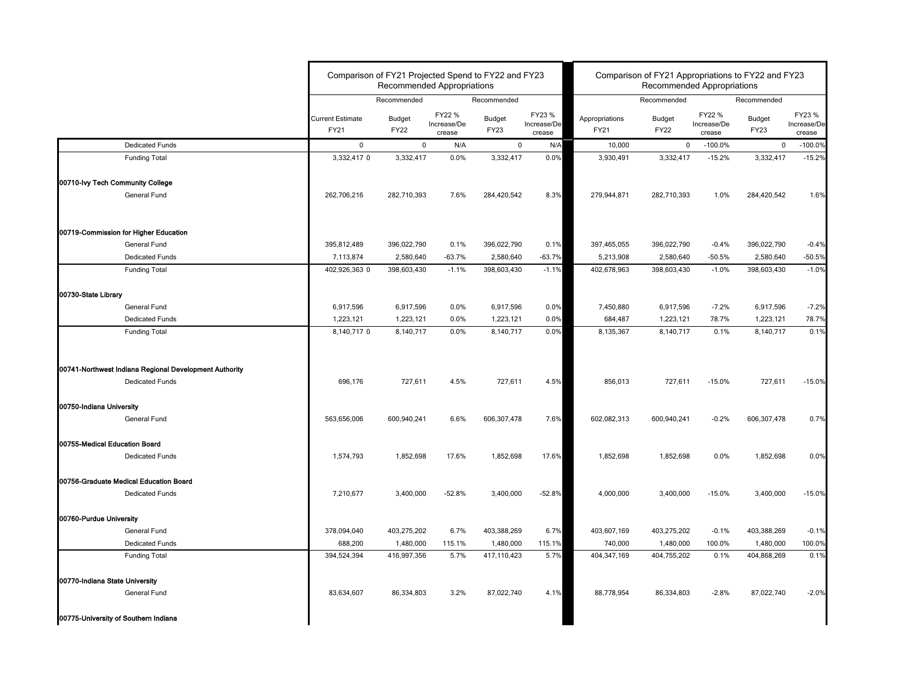| | Comparison of FY21 Projected Spend to FY22 and FY23 Recommended Appropriations | | | | | Comparison of FY21 Appropriations to FY22 and FY23 Recommended Appropriations | | | | |
|---|---|---|---|---|---|---|---|---|---|---|
| | | Recommended | | Recommended | | | Recommended | | Recommended | |
| | Current Estimate FY21 | Budget FY22 | FY22 % Increase/Decrease | Budget FY23 | FY23 % Increase/Decrease | Appropriations FY21 | Budget FY22 | FY22 % Increase/Decrease | Budget FY23 | FY23 % Increase/Decrease |
| Dedicated Funds | 0 | 0 | N/A | 0 | N/A | 10,000 | 0 | -100.0% | 0 | -100.0% |
| Funding Total | 3,332,417 0 | 3,332,417 | 0.0% | 3,332,417 | 0.0% | 3,930,491 | 3,332,417 | -15.2% | 3,332,417 | -15.2% |
| **00710-Ivy Tech Community College** | | | | | | | | | | |
| General Fund | 262,706,216 | 282,710,393 | 7.6% | 284,420,542 | 8.3% | 279,944,871 | 282,710,393 | 1.0% | 284,420,542 | 1.6% |
| **00719-Commission for Higher Education** | | | | | | | | | | |
| General Fund | 395,812,489 | 396,022,790 | 0.1% | 396,022,790 | 0.1% | 397,465,055 | 396,022,790 | -0.4% | 396,022,790 | -0.4% |
| Dedicated Funds | 7,113,874 | 2,580,640 | -63.7% | 2,580,640 | -63.7% | 5,213,908 | 2,580,640 | -50.5% | 2,580,640 | -50.5% |
| Funding Total | 402,926,363 0 | 398,603,430 | -1.1% | 398,603,430 | -1.1% | 402,678,963 | 398,603,430 | -1.0% | 398,603,430 | -1.0% |
| **00730-State Library** | | | | | | | | | | |
| General Fund | 6,917,596 | 6,917,596 | 0.0% | 6,917,596 | 0.0% | 7,450,880 | 6,917,596 | -7.2% | 6,917,596 | -7.2% |
| Dedicated Funds | 1,223,121 | 1,223,121 | 0.0% | 1,223,121 | 0.0% | 684,487 | 1,223,121 | 78.7% | 1,223,121 | 78.7% |
| Funding Total | 8,140,717 0 | 8,140,717 | 0.0% | 8,140,717 | 0.0% | 8,135,367 | 8,140,717 | 0.1% | 8,140,717 | 0.1% |
| **00741-Northwest Indiana Regional Development Authority** | | | | | | | | | | |
| Dedicated Funds | 696,176 | 727,611 | 4.5% | 727,611 | 4.5% | 856,013 | 727,611 | -15.0% | 727,611 | -15.0% |
| **00750-Indiana University** | | | | | | | | | | |
| General Fund | 563,656,006 | 600,940,241 | 6.6% | 606,307,478 | 7.6% | 602,082,313 | 600,940,241 | -0.2% | 606,307,478 | 0.7% |
| **00755-Medical Education Board** | | | | | | | | | | |
| Dedicated Funds | 1,574,793 | 1,852,698 | 17.6% | 1,852,698 | 17.6% | 1,852,698 | 1,852,698 | 0.0% | 1,852,698 | 0.0% |
| **00756-Graduate Medical Education Board** | | | | | | | | | | |
| Dedicated Funds | 7,210,677 | 3,400,000 | -52.8% | 3,400,000 | -52.8% | 4,000,000 | 3,400,000 | -15.0% | 3,400,000 | -15.0% |
| **00760-Purdue University** | | | | | | | | | | |
| General Fund | 378,094,040 | 403,275,202 | 6.7% | 403,388,269 | 6.7% | 403,607,169 | 403,275,202 | -0.1% | 403,388,269 | -0.1% |
| Dedicated Funds | 688,200 | 1,480,000 | 115.1% | 1,480,000 | 115.1% | 740,000 | 1,480,000 | 100.0% | 1,480,000 | 100.0% |
| Funding Total | 394,524,394 | 416,997,356 | 5.7% | 417,110,423 | 5.7% | 404,347,169 | 404,755,202 | 0.1% | 404,868,269 | 0.1% |
| **00770-Indiana State University** | | | | | | | | | | |
| General Fund | 83,634,607 | 86,334,803 | 3.2% | 87,022,740 | 4.1% | 88,778,954 | 86,334,803 | -2.8% | 87,022,740 | -2.0% |
| **00775-University of Southern Indiana** | | | | | | | | | | |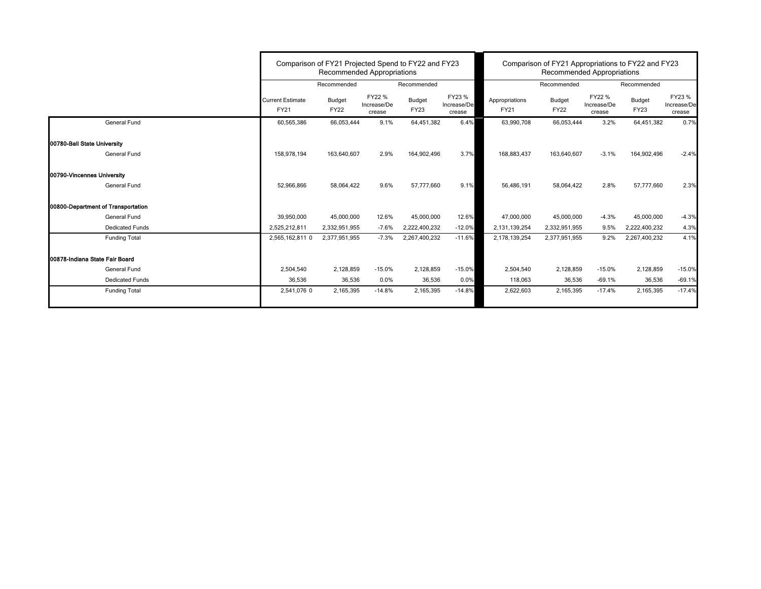| | Comparison of FY21 Projected Spend to FY22 and FY23 Recommended Appropriations | | | | | Comparison of FY21 Appropriations to FY22 and FY23 Recommended Appropriations | | | | |
|---|---|---|---|---|---|---|---|---|---|---|
| | | Recommended | | Recommended | | | Recommended | | Recommended | |
| | Current Estimate FY21 | Budget FY22 | FY22 % Increase/Decrease | Budget FY23 | FY23 % Increase/Decrease | Appropriations FY21 | Budget FY22 | FY22 % Increase/Decrease | Budget FY23 | FY23 % Increase/Decrease |
| General Fund | 60,565,386 | 66,053,444 | 9.1% | 64,451,382 | 6.4% | 63,990,708 | 66,053,444 | 3.2% | 64,451,382 | 0.7% |
| **00780-Ball State University** | | | | | | | | | | |
| General Fund | 158,978,194 | 163,640,607 | 2.9% | 164,902,496 | 3.7% | 168,883,437 | 163,640,607 | -3.1% | 164,902,496 | -2.4% |
| **00790-Vincennes University** | | | | | | | | | | |
| General Fund | 52,966,866 | 58,064,422 | 9.6% | 57,777,660 | 9.1% | 56,486,191 | 58,064,422 | 2.8% | 57,777,660 | 2.3% |
| **00800-Department of Transportation** | | | | | | | | | | |
| General Fund | 39,950,000 | 45,000,000 | 12.6% | 45,000,000 | 12.6% | 47,000,000 | 45,000,000 | -4.3% | 45,000,000 | -4.3% |
| Dedicated Funds | 2,525,212,811 | 2,332,951,955 | -7.6% | 2,222,400,232 | -12.0% | 2,131,139,254 | 2,332,951,955 | 9.5% | 2,222,400,232 | 4.3% |
| Funding Total | 2,565,162,811 0 | 2,377,951,955 | -7.3% | 2,267,400,232 | -11.6% | 2,178,139,254 | 2,377,951,955 | 9.2% | 2,267,400,232 | 4.1% |
| **00878-Indiana State Fair Board** | | | | | | | | | | |
| General Fund | 2,504,540 | 2,128,859 | -15.0% | 2,128,859 | -15.0% | 2,504,540 | 2,128,859 | -15.0% | 2,128,859 | -15.0% |
| Dedicated Funds | 36,536 | 36,536 | 0.0% | 36,536 | 0.0% | 118,063 | 36,536 | -69.1% | 36,536 | -69.1% |
| Funding Total | 2,541,076 0 | 2,165,395 | -14.8% | 2,165,395 | -14.8% | 2,622,603 | 2,165,395 | -17.4% | 2,165,395 | -17.4% |